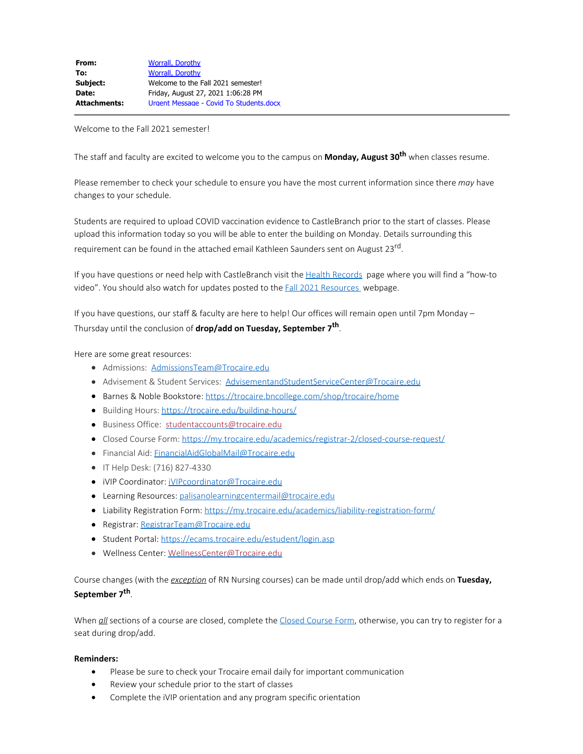**From:** Worrall, Dorothy
**To:** Worrall, Dorothy
**Subject:** Welcome to the Fall 2021 semester!
**Date:** Friday, August 27, 2021 1:06:28 PM
**Attachments:** Urgent Message - Covid To Students.docx

---

Welcome to the Fall 2021 semester!

The staff and faculty are excited to welcome you to the campus on **Monday, August 30th** when classes resume.

Please remember to check your schedule to ensure you have the most current information since there *may* have changes to your schedule.

Students are required to upload COVID vaccination evidence to CastleBranch prior to the start of classes. Please upload this information today so you will be able to enter the building on Monday. Details surrounding this requirement can be found in the attached email Kathleen Saunders sent on August 23rd.

If you have questions or need help with CastleBranch visit the Health Records page where you will find a "how-to video". You should also watch for updates posted to the Fall 2021 Resources webpage.

If you have questions, our staff & faculty are here to help! Our offices will remain open until 7pm Monday – Thursday until the conclusion of **drop/add on Tuesday, September 7th**.

Here are some great resources:

- Admissions: AdmissionsTeam@Trocaire.edu
- Advisement & Student Services: AdvisementandStudentServiceCenter@Trocaire.edu
- Barnes & Noble Bookstore: https://trocaire.bncollege.com/shop/trocaire/home
- Building Hours: https://trocaire.edu/building-hours/
- Business Office: studentaccounts@trocaire.edu
- Closed Course Form: https://my.trocaire.edu/academics/registrar-2/closed-course-request/
- Financial Aid: FinancialAidGlobalMail@Trocaire.edu
- IT Help Desk: (716) 827-4330
- iVIP Coordinator: iVIPcoordinator@Trocaire.edu
- Learning Resources: palisanolearningcentermail@trocaire.edu
- Liability Registration Form: https://my.trocaire.edu/academics/liability-registration-form/
- Registrar: RegistrarTeam@Trocaire.edu
- Student Portal: https://ecams.trocaire.edu/estudent/login.asp
- Wellness Center: WellnessCenter@Trocaire.edu

Course changes (with the ***exception*** of RN Nursing courses) can be made until drop/add which ends on **Tuesday, September 7th**.

When ***all*** sections of a course are closed, complete the Closed Course Form, otherwise, you can try to register for a seat during drop/add.

**Reminders:**

- Please be sure to check your Trocaire email daily for important communication
- Review your schedule prior to the start of classes
- Complete the iVIP orientation and any program specific orientation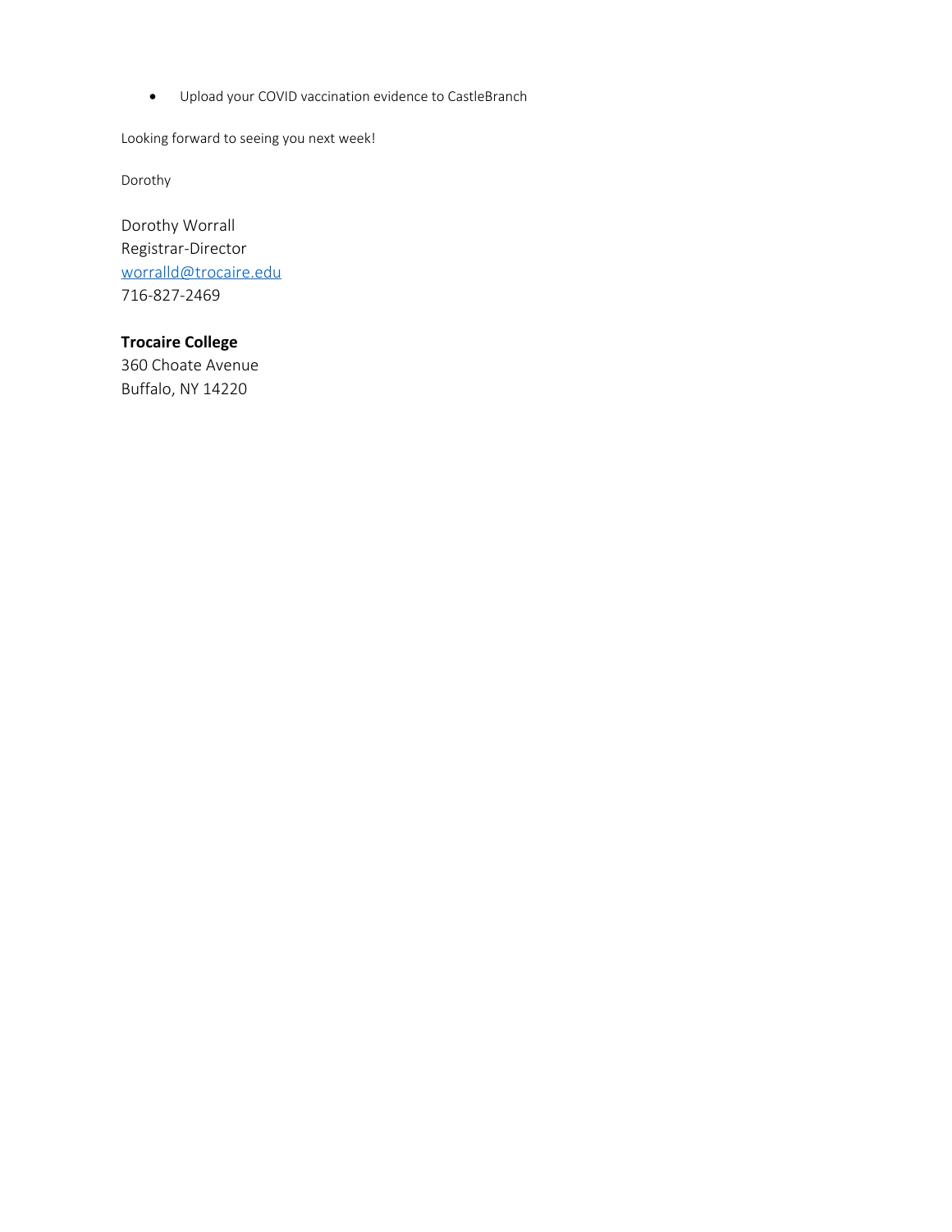- Upload your COVID vaccination evidence to CastleBranch

Looking forward to seeing you next week!

Dorothy

Dorothy Worrall  
Registrar-Director  
worralld@trocaire.edu  
716-827-2469

**Trocaire College**  
360 Choate Avenue  
Buffalo, NY 14220